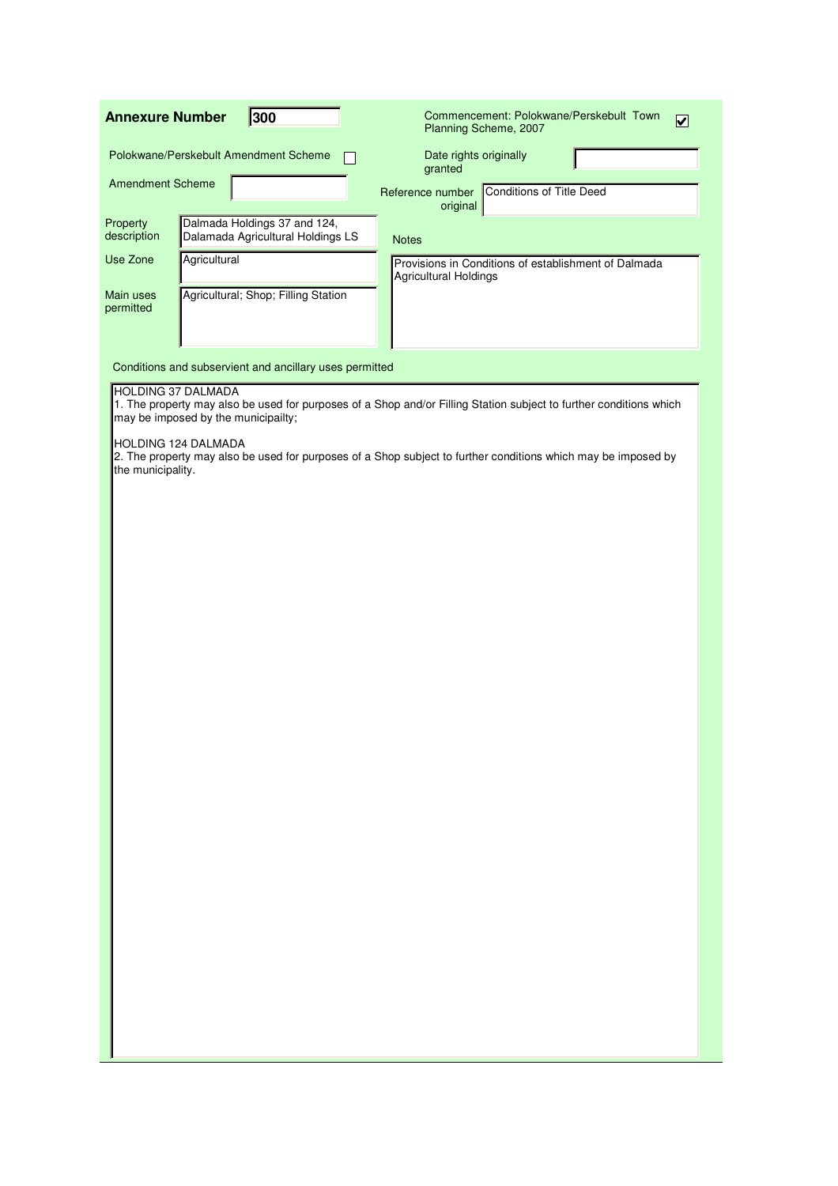**Annexure Number** 300

Commencement: Polokwane/Perskebult Town Planning Scheme, 2007 ☑

Polokwane/Perskebult Amendment Scheme ☐

Date rights originally granted:

Amendment Scheme:

Reference number original: Conditions of Title Deed

| Field | Value |
|---|---|
| Property description | Dalmada Holdings 37 and 124, Dalamada Agricultural Holdings LS |
| Use Zone | Agricultural |
| Main uses permitted | Agricultural; Shop; Filling Station |

Notes

Provisions in Conditions of establishment of Dalmada Agricultural Holdings

Conditions and subservient and ancillary uses permitted

HOLDING 37 DALMADA
1. The property may also be used for purposes of a Shop and/or Filling Station subject to further conditions which may be imposed by the municipailty;

HOLDING 124 DALMADA
2. The property may also be used for purposes of a Shop subject to further conditions which may be imposed by the municipality.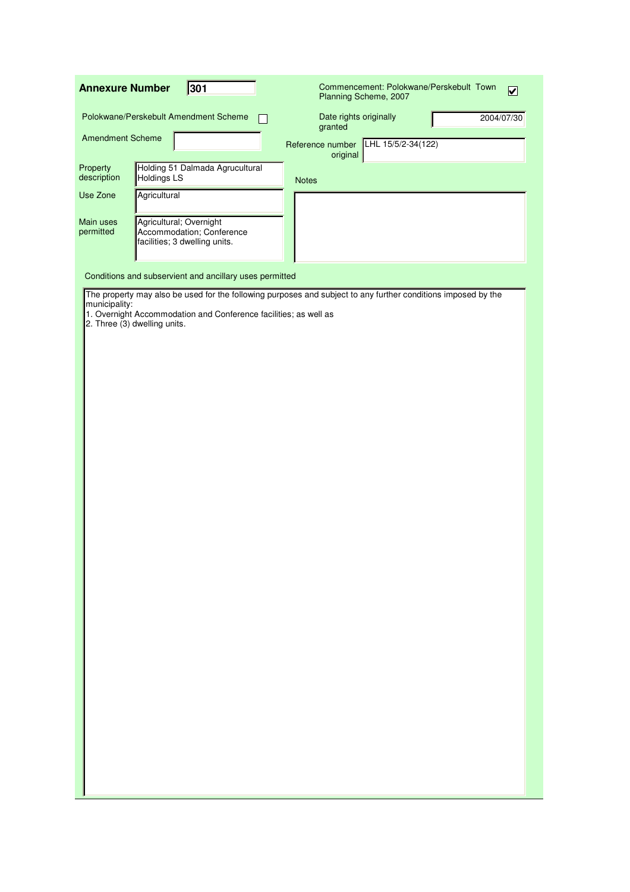**Annexure Number** 301

Commencement: Polokwane/Perskebult Town Planning Scheme, 2007 ☑

Polokwane/Perskebult Amendment Scheme ☐

Amendment Scheme

Date rights originally granted: 2004/07/30

Reference number original: LHL 15/5/2-34(122)

| | |
|---|---|
| Property description | Holding 51 Dalmada Agrucultural Holdings LS |
| Use Zone | Agricultural |
| Main uses permitted | Agricultural; Overnight Accommodation; Conference facilities; 3 dwelling units. |

Notes

Conditions and subservient and ancillary uses permitted

The property may also be used for the following purposes and subject to any further conditions imposed by the municipality:

1. Overnight Accommodation and Conference facilities; as well as
2. Three (3) dwelling units.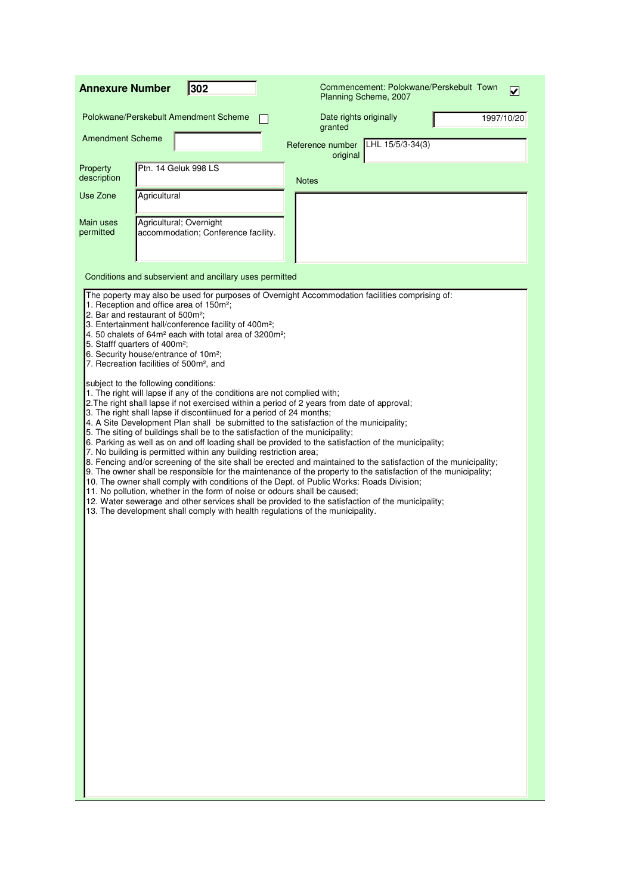**Annexure Number** 302

Commencement: Polokwane/Perskebult Town Planning Scheme, 2007 ☑

Polokwane/Perskebult Amendment Scheme ☐

Date rights originally granted: 1997/10/20

Amendment Scheme:

Reference number original: LHL 15/5/3-34(3)

| | |
|---|---|
| Property description | Ptn. 14 Geluk 998 LS |
| Use Zone | Agricultural |
| Main uses permitted | Agricultural; Overnight accommodation; Conference facility. |

Notes

Conditions and subservient and ancillary uses permitted

The poperty may also be used for purposes of Overnight Accommodation facilities comprising of:

1. Reception and office area of 150m²;
2. Bar and restaurant of 500m²;
3. Entertainment hall/conference facility of 400m²;
4. 50 chalets of 64m² each with total area of 3200m²;
5. Stafff quarters of 400m²;
6. Security house/entrance of 10m²;
7. Recreation facilities of 500m², and

subject to the following conditions:

1. The right will lapse if any of the conditions are not complied with;
2. The right shall lapse if not exercised within a period of 2 years from date of approval;
3. The right shall lapse if discontiinued for a period of 24 months;
4. A Site Development Plan shall be submitted to the satisfaction of the municipality;
5. The siting of buildings shall be to the satisfaction of the municipality;
6. Parking as well as on and off loading shall be provided to the satisfaction of the municipality;
7. No building is permitted within any building restriction area;
8. Fencing and/or screening of the site shall be erected and maintained to the satisfaction of the municipality;
9. The owner shall be responsible for the maintenance of the property to the satisfaction of the municipality;
10. The owner shall comply with conditions of the Dept. of Public Works: Roads Division;
11. No pollution, whether in the form of noise or odours shall be caused;
12. Water sewerage and other services shall be provided to the satisfaction of the municipality;
13. The development shall comply with health regulations of the municipality.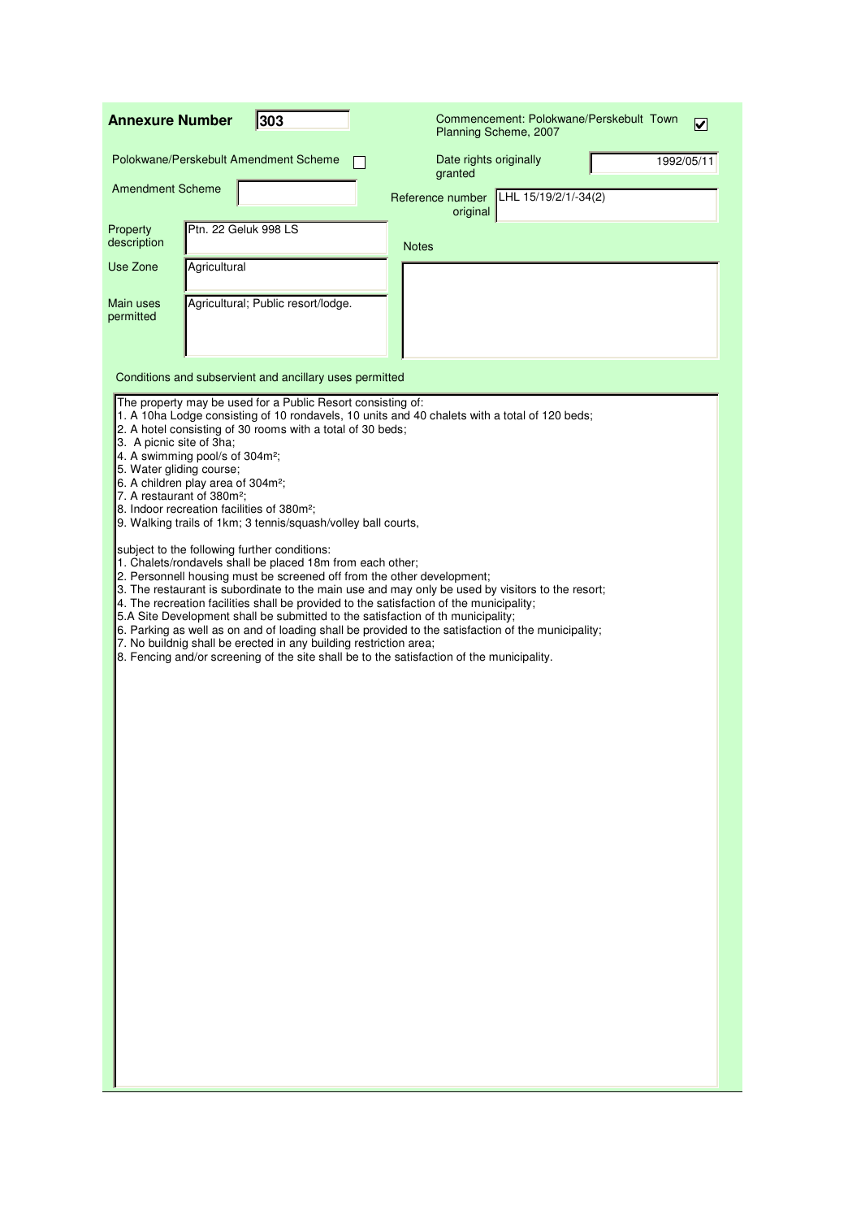**Annexure Number** 303

Commencement: Polokwane/Perskebult Town Planning Scheme, 2007 ☑

Polokwane/Perskebult Amendment Scheme ☐

Date rights originally granted: 1992/05/11

Amendment Scheme:

Reference number original: LHL 15/19/2/1/-34(2)

| | |
|---|---|
| Property description | Ptn. 22 Geluk 998 LS |
| Use Zone | Agricultural |
| Main uses permitted | Agricultural; Public resort/lodge. |

Notes

Conditions and subservient and ancillary uses permitted

The property may be used for a Public Resort consisting of:

1. A 10ha Lodge consisting of 10 rondavels, 10 units and 40 chalets with a total of 120 beds;
2. A hotel consisting of 30 rooms with a total of 30 beds;
3. A picnic site of 3ha;
4. A swimming pool/s of 304m²;
5. Water gliding course;
6. A children play area of 304m²;
7. A restaurant of 380m²;
8. Indoor recreation facilities of 380m²;
9. Walking trails of 1km; 3 tennis/squash/volley ball courts,

subject to the following further conditions:

1. Chalets/rondavels shall be placed 18m from each other;
2. Personnell housing must be screened off from the other development;
3. The restaurant is subordinate to the main use and may only be used by visitors to the resort;
4. The recreation facilities shall be provided to the satisfaction of the municipality;
5. A Site Development shall be submitted to the satisfaction of th municipality;
6. Parking as well as on and of loading shall be provided to the satisfaction of the municipality;
7. No buildnig shall be erected in any building restriction area;
8. Fencing and/or screening of the site shall be to the satisfaction of the municipality.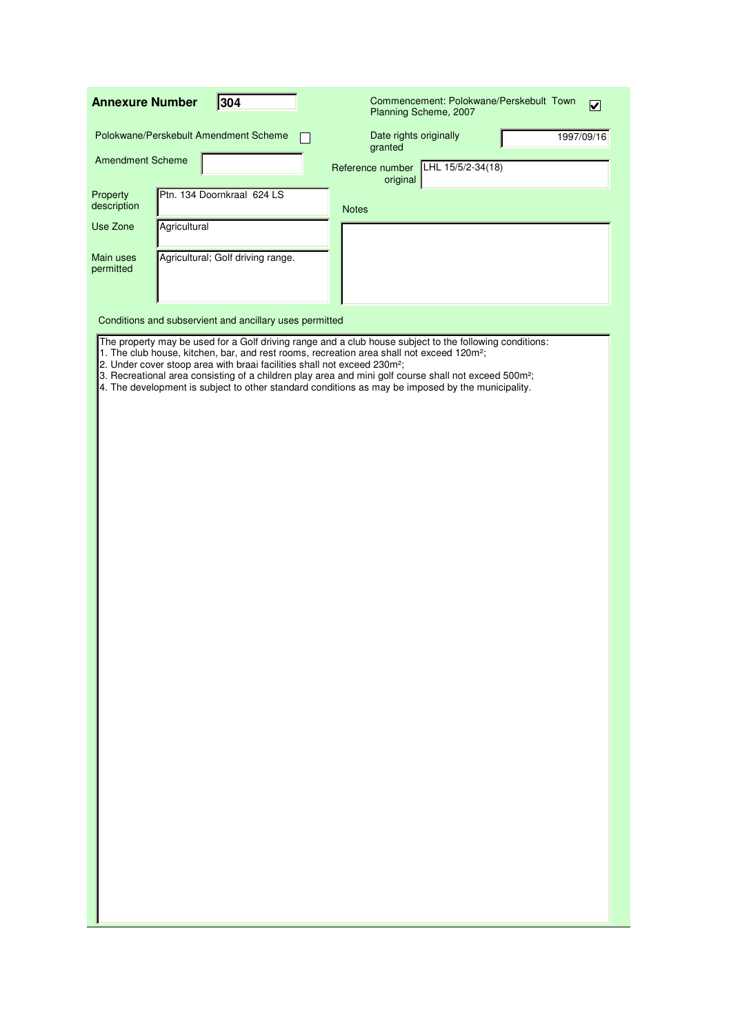**Annexure Number** 304

Commencement: Polokwane/Perskebult Town Planning Scheme, 2007 ☑

Polokwane/Perskebult Amendment Scheme ☐

Amendment Scheme

Date rights originally granted: 1997/09/16

Reference number original: LHL 15/5/2-34(18)

| Field | Value |
| --- | --- |
| Property description | Ptn. 134 Doornkraal 624 LS |
| Use Zone | Agricultural |
| Main uses permitted | Agricultural; Golf driving range. |

Notes

Conditions and subservient and ancillary uses permitted

The property may be used for a Golf driving range and a club house subject to the following conditions:

1. The club house, kitchen, bar, and rest rooms, recreation area shall not exceed 120m²;
2. Under cover stoop area with braai facilities shall not exceed 230m²;
3. Recreational area consisting of a children play area and mini golf course shall not exceed 500m²;
4. The development is subject to other standard conditions as may be imposed by the municipality.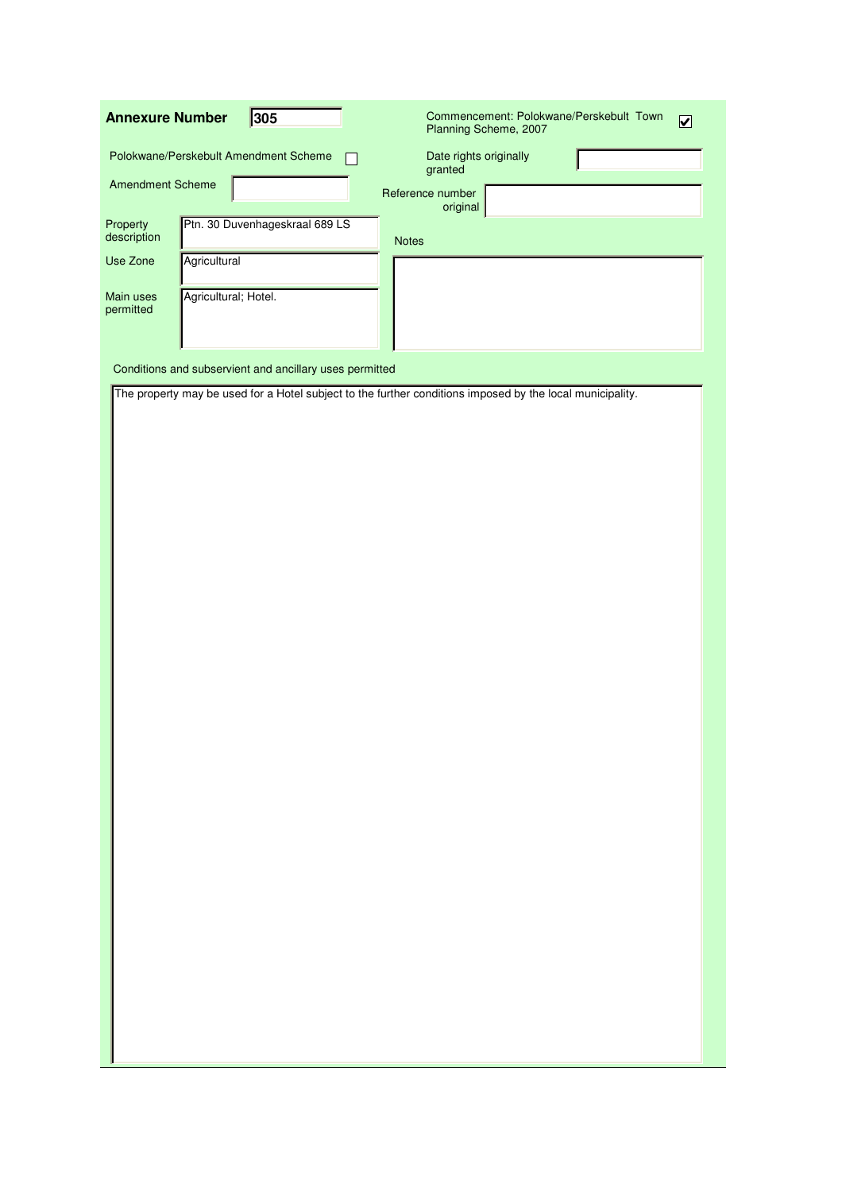**Annexure Number** 305

Commencement: Polokwane/Perskebult Town Planning Scheme, 2007 ☑

Polokwane/Perskebult Amendment Scheme ☐

Date rights originally granted

Amendment Scheme

Reference number original

| Field | Value |
| --- | --- |
| Property description | Ptn. 30 Duvenhageskraal 689 LS |
| Use Zone | Agricultural |
| Main uses permitted | Agricultural; Hotel. |

Notes

Conditions and subservient and ancillary uses permitted

The property may be used for a Hotel subject to the further conditions imposed by the local municipality.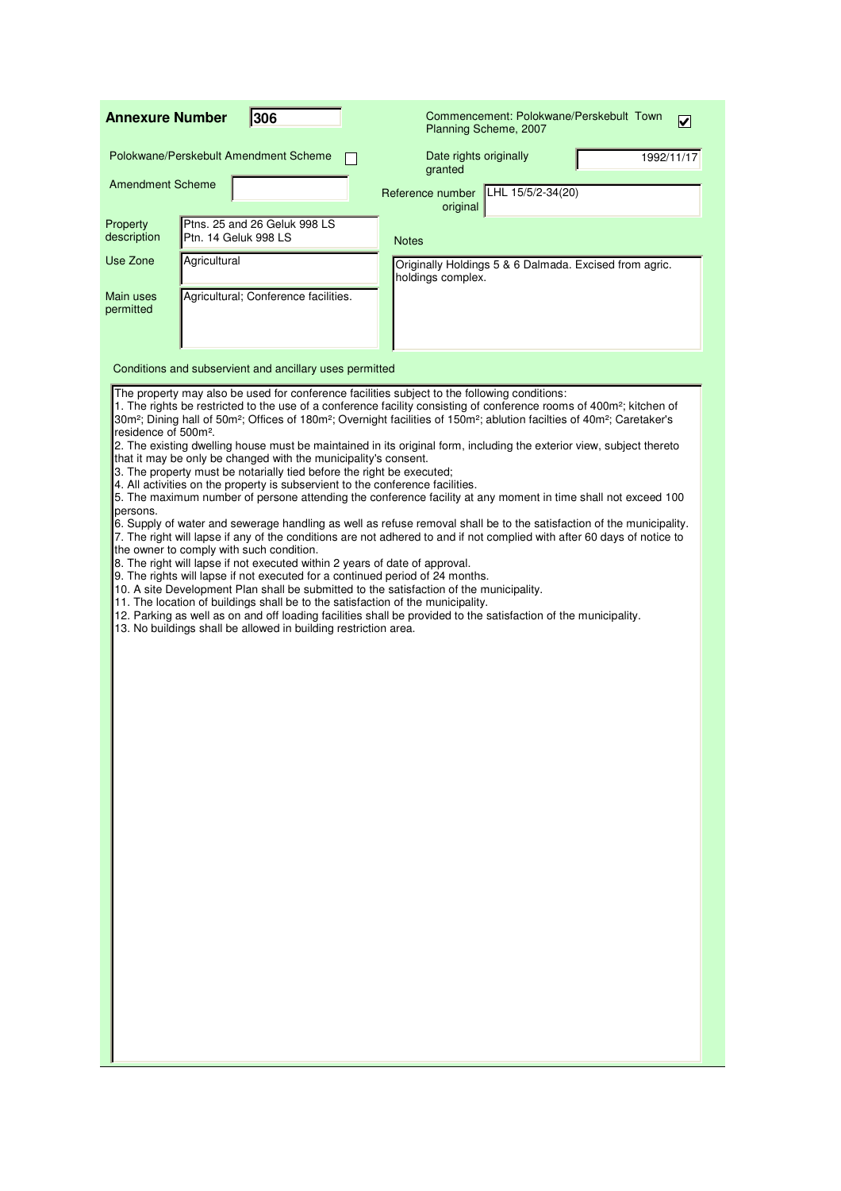**Annexure Number** 306

Commencement: Polokwane/Perskebult Town Planning Scheme, 2007 ☑

Polokwane/Perskebult Amendment Scheme ☐

Date rights originally granted: 1992/11/17

Amendment Scheme:

Reference number original: LHL 15/5/2-34(20)

| | |
|---|---|
| Property description | Ptns. 25 and 26 Geluk 998 LS<br>Ptn. 14 Geluk 998 LS |
| Use Zone | Agricultural |
| Main uses permitted | Agricultural; Conference facilities. |

Notes

Originally Holdings 5 & 6 Dalmada. Excised from agric. holdings complex.

Conditions and subservient and ancillary uses permitted

The property may also be used for conference facilities subject to the following conditions:

1. The rights be restricted to the use of a conference facility consisting of conference rooms of 400m²; kitchen of 30m²; Dining hall of 50m²; Offices of 180m²; Overnight facilities of 150m²; ablution facilties of 40m²; Caretaker's residence of 500m².
2. The existing dwelling house must be maintained in its original form, including the exterior view, subject thereto that it may be only be changed with the municipality's consent.
3. The property must be notarially tied before the right be executed;
4. All activities on the property is subservient to the conference facilities.
5. The maximum number of persone attending the conference facility at any moment in time shall not exceed 100 persons.
6. Supply of water and sewerage handling as well as refuse removal shall be to the satisfaction of the municipality.
7. The right will lapse if any of the conditions are not adhered to and if not complied with after 60 days of notice to the owner to comply with such condition.
8. The right will lapse if not executed within 2 years of date of approval.
9. The rights will lapse if not executed for a continued period of 24 months.
10. A site Development Plan shall be submitted to the satisfaction of the municipality.
11. The location of buildings shall be to the satisfaction of the municipality.
12. Parking as well as on and off loading facilities shall be provided to the satisfaction of the municipality.
13. No buildings shall be allowed in building restriction area.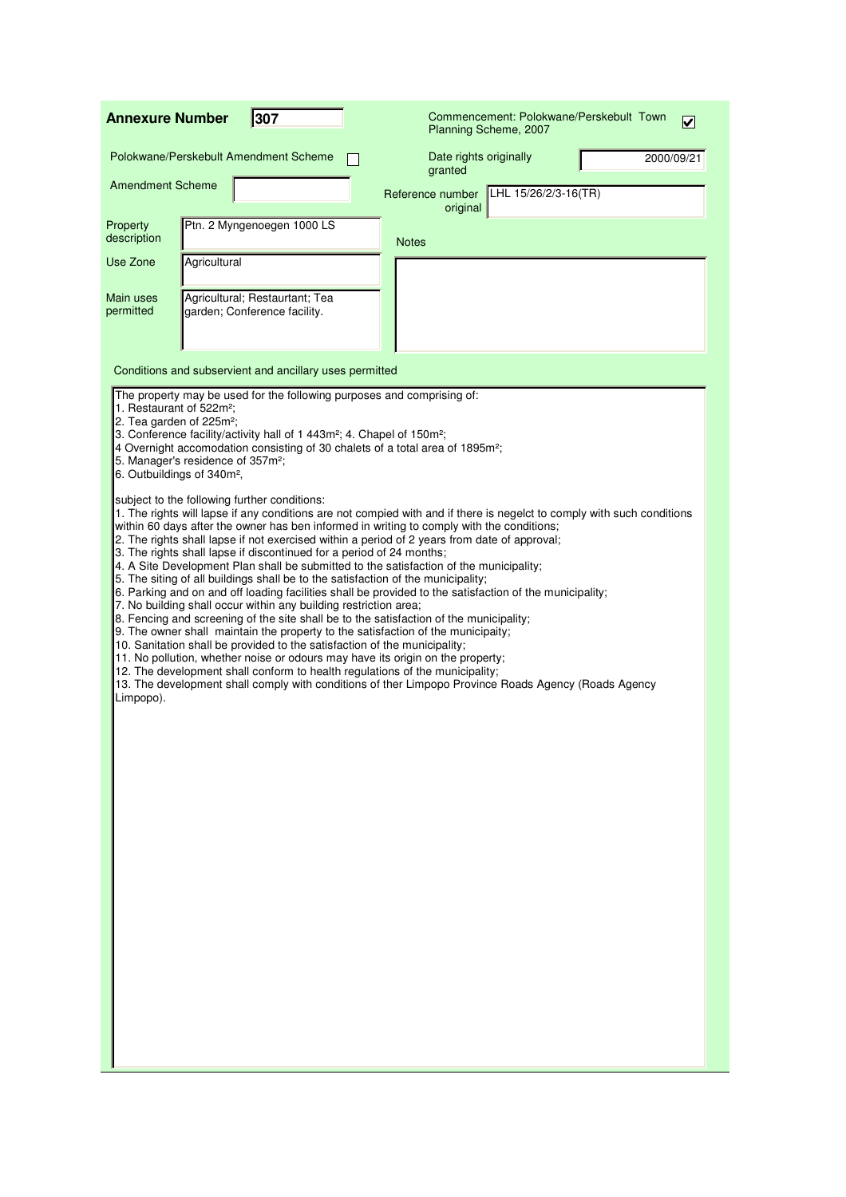**Annexure Number** **307**

Commencement: Polokwane/Perskebult Town Planning Scheme, 2007 ☑

Polokwane/Perskebult Amendment Scheme ☐

Date rights originally granted: 2000/09/21

Amendment Scheme:

Reference number original: LHL 15/26/2/3-16(TR)

| | |
|---|---|
| Property description | Ptn. 2 Myngenoegen 1000 LS |
| Use Zone | Agricultural |
| Main uses permitted | Agricultural; Restaurtant; Tea garden; Conference facility. |

Notes

Conditions and subservient and ancillary uses permitted

The property may be used for the following purposes and comprising of:
1. Restaurant of 522m²;
2. Tea garden of 225m²;
3. Conference facility/activity hall of 1 443m²; 4. Chapel of 150m²;
4 Overnight accomodation consisting of 30 chalets of a total area of 1895m²;
5. Manager's residence of 357m²;
6. Outbuildings of 340m²,

subject to the following further conditions:
1. The rights will lapse if any conditions are not compied with and if there is negelct to comply with such conditions within 60 days after the owner has ben informed in writing to comply with the conditions;
2. The rights shall lapse if not exercised within a period of 2 years from date of approval;
3. The rights shall lapse if discontinued for a period of 24 months;
4. A Site Development Plan shall be submitted to the satisfaction of the municipality;
5. The siting of all buildings shall be to the satisfaction of the municipality;
6. Parking and on and off loading facilities shall be provided to the satisfaction of the municipality;
7. No building shall occur within any building restriction area;
8. Fencing and screening of the site shall be to the satisfaction of the municipality;
9. The owner shall maintain the property to the satisfaction of the municipaity;
10. Sanitation shall be provided to the satisfaction of the municipality;
11. No pollution, whether noise or odours may have its origin on the property;
12. The development shall conform to health regulations of the municipality;
13. The development shall comply with conditions of ther Limpopo Province Roads Agency (Roads Agency Limpopo).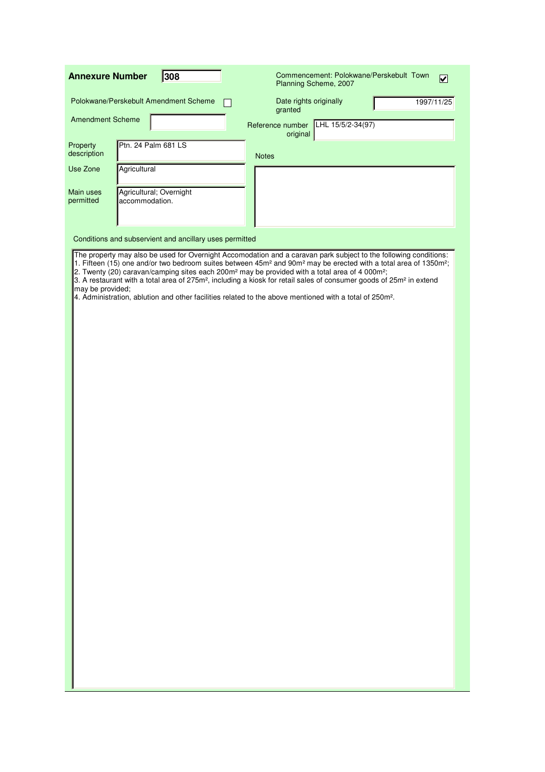**Annexure Number** 308

Commencement: Polokwane/Perskebult Town Planning Scheme, 2007 ☑

Polokwane/Perskebult Amendment Scheme ☐

Date rights originally granted: 1997/11/25

Amendment Scheme:

Reference number original: LHL 15/5/2-34(97)

| Field | Value |
|---|---|
| Property description | Ptn. 24 Palm 681 LS |
| Use Zone | Agricultural |
| Main uses permitted | Agricultural; Overnight accommodation. |

Notes:

Conditions and subservient and ancillary uses permitted

The property may also be used for Overnight Accomodation and a caravan park subject to the following conditions:

1. Fifteen (15) one and/or two bedroom suites between 45m² and 90m² may be erected with a total area of 1350m²;
2. Twenty (20) caravan/camping sites each 200m² may be provided with a total area of 4 000m²;
3. A restaurant with a total area of 275m², including a kiosk for retail sales of consumer goods of 25m² in extend may be provided;
4. Administration, ablution and other facilities related to the above mentioned with a total of 250m².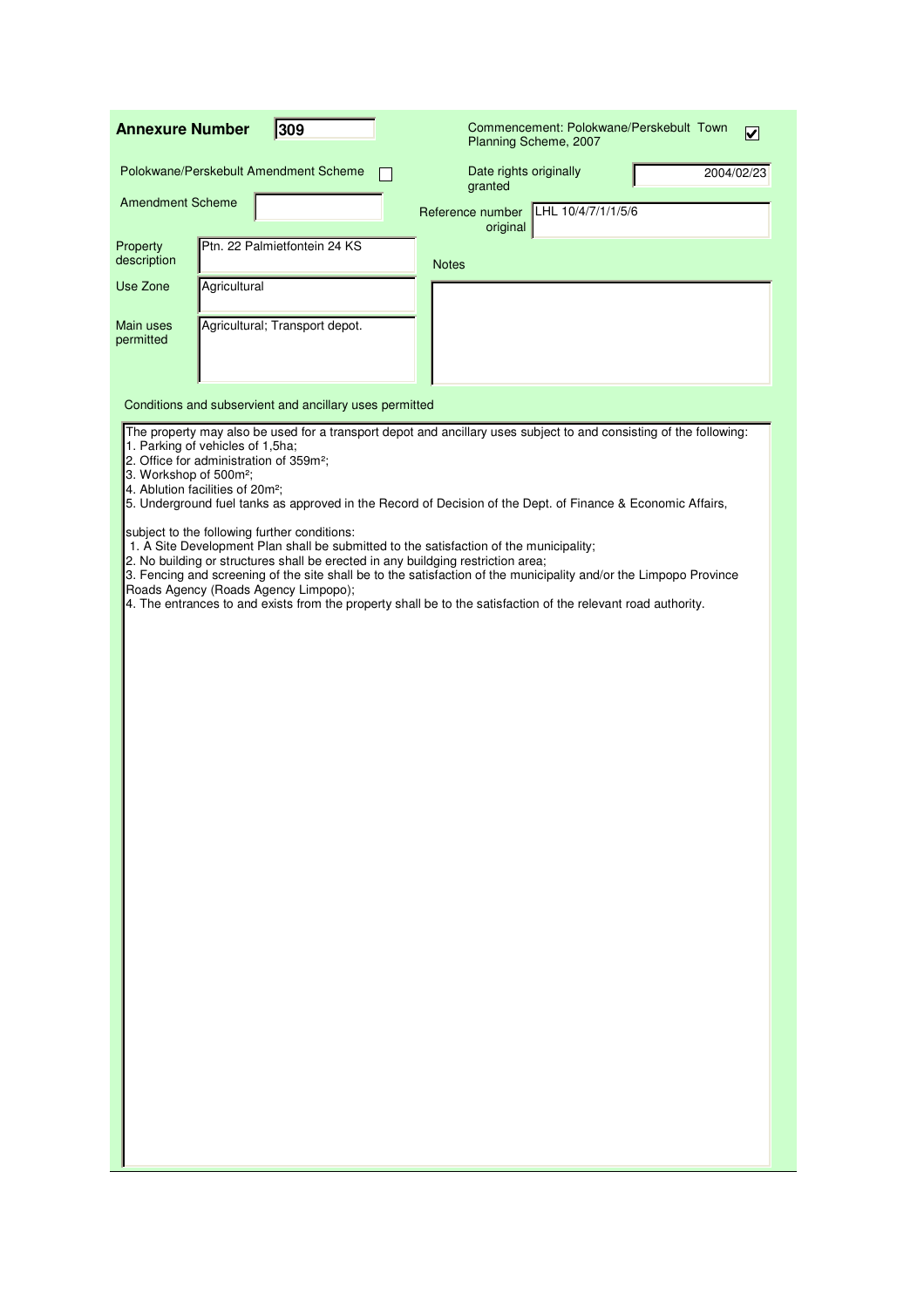**Annexure Number** **309**

Commencement: Polokwane/Perskebult Town Planning Scheme, 2007 ☑

Polokwane/Perskebult Amendment Scheme ☐

Date rights originally granted: 2004/02/23

Amendment Scheme:

Reference number original: LHL 10/4/7/1/1/5/6

| | |
|---|---|
| Property description | Ptn. 22 Palmietfontein 24 KS |
| Use Zone | Agricultural |
| Main uses permitted | Agricultural; Transport depot. |

Notes

Conditions and subservient and ancillary uses permitted

The property may also be used for a transport depot and ancillary uses subject to and consisting of the following:

1. Parking of vehicles of 1,5ha;
2. Office for administration of 359m²;
3. Workshop of 500m²;
4. Ablution facilities of 20m²;
5. Underground fuel tanks as approved in the Record of Decision of the Dept. of Finance & Economic Affairs,

subject to the following further conditions:

1. A Site Development Plan shall be submitted to the satisfaction of the municipality;
2. No building or structures shall be erected in any buildging restriction area;
3. Fencing and screening of the site shall be to the satisfaction of the municipality and/or the Limpopo Province Roads Agency (Roads Agency Limpopo);
4. The entrances to and exists from the property shall be to the satisfaction of the relevant road authority.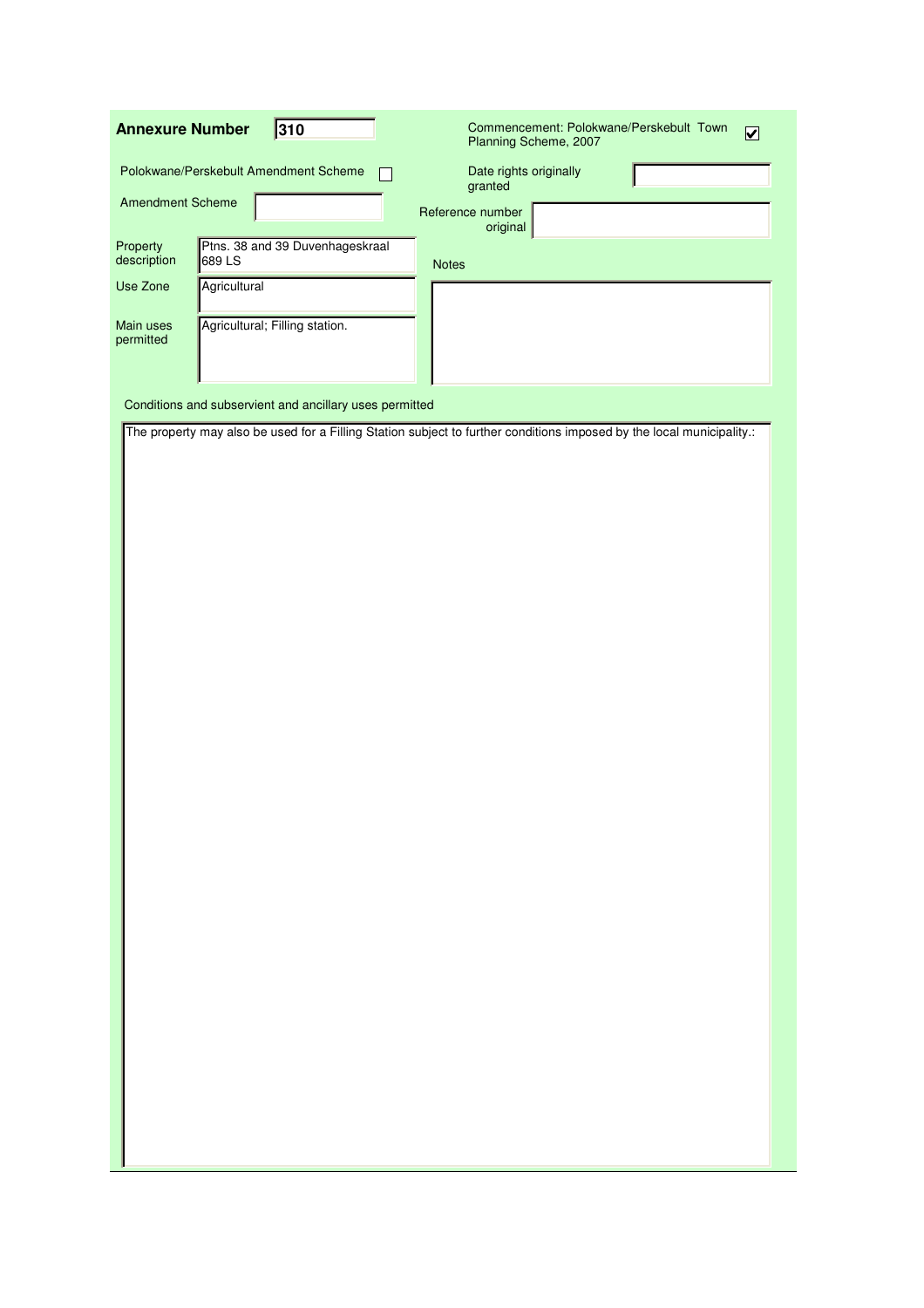**Annexure Number** 310

Commencement: Polokwane/Perskebult Town Planning Scheme, 2007 ☑

Polokwane/Perskebult Amendment Scheme ☐

Date rights originally granted:

Amendment Scheme:

Reference number original:

| Field | Value |
|---|---|
| Property description | Ptns. 38 and 39 Duvenhageskraal 689 LS |
| Use Zone | Agricultural |
| Main uses permitted | Agricultural; Filling station. |

Notes:

Conditions and subservient and ancillary uses permitted

The property may also be used for a Filling Station subject to further conditions imposed by the local municipality.: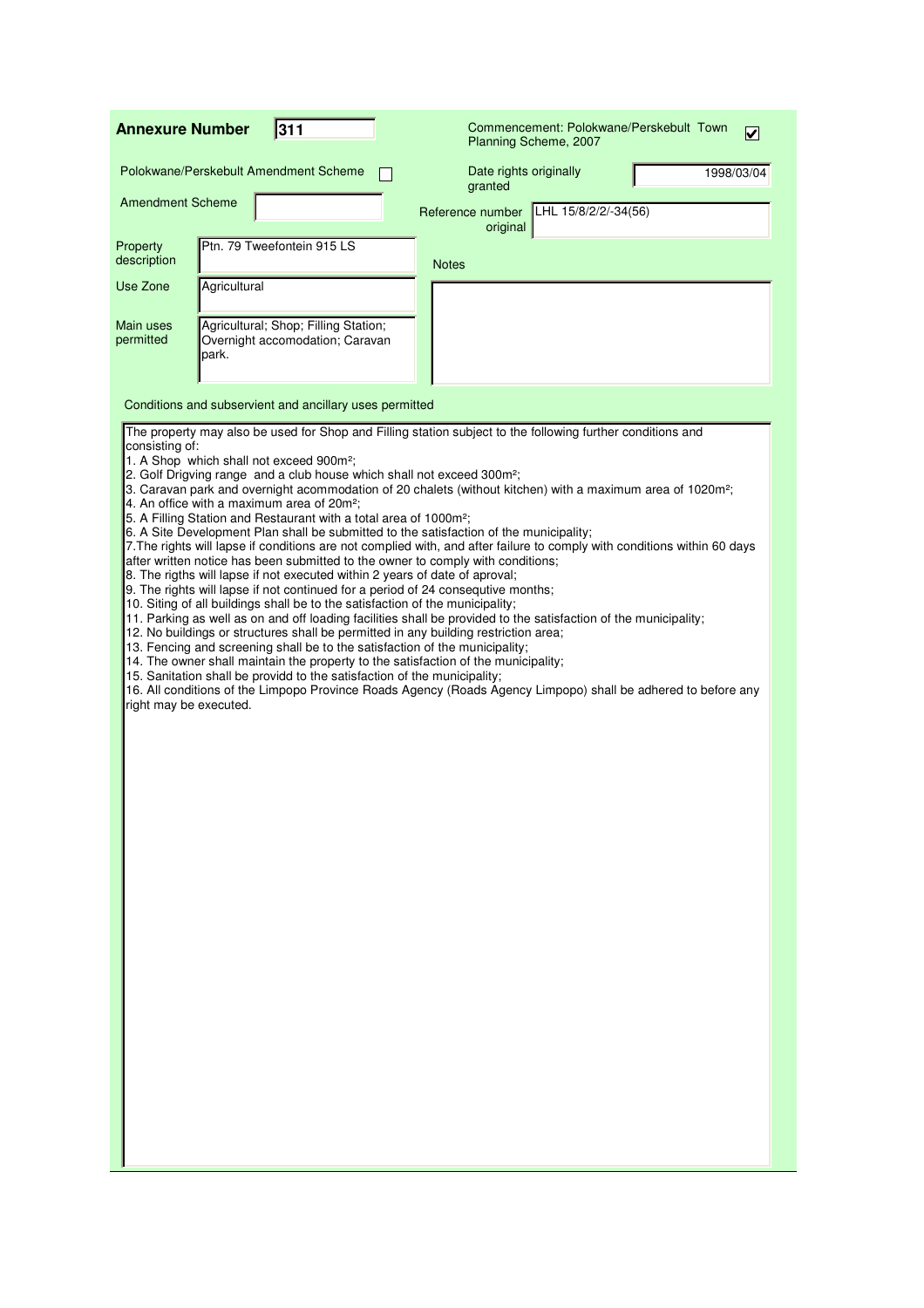**Annexure Number** 311

Commencement: Polokwane/Perskebult Town Planning Scheme, 2007 ☑

Polokwane/Perskebult Amendment Scheme ☐

Amendment Scheme

Date rights originally granted: 1998/03/04

Reference number original: LHL 15/8/2/2/-34(56)

| | |
|---|---|
| Property description | Ptn. 79 Tweefontein 915 LS |
| Use Zone | Agricultural |
| Main uses permitted | Agricultural; Shop; Filling Station; Overnight accomodation; Caravan park. |

Notes

Conditions and subservient and ancillary uses permitted

The property may also be used for Shop and Filling station subject to the following further conditions and consisting of:

1. A Shop which shall not exceed 900m²;
2. Golf Drigving range and a club house which shall not exceed 300m²;
3. Caravan park and overnight acommodation of 20 chalets (without kitchen) with a maximum area of 1020m²;
4. An office with a maximum area of 20m²;
5. A Filling Station and Restaurant with a total area of 1000m²;
6. A Site Development Plan shall be submitted to the satisfaction of the municipality;
7. The rights will lapse if conditions are not complied with, and after failure to comply with conditions within 60 days after written notice has been submitted to the owner to comply with conditions;
8. The rigths will lapse if not executed within 2 years of date of aproval;
9. The rights will lapse if not continued for a period of 24 consequtive months;
10. Siting of all buildings shall be to the satisfaction of the municipality;
11. Parking as well as on and off loading facilities shall be provided to the satisfaction of the municipality;
12. No buildings or structures shall be permitted in any building restriction area;
13. Fencing and screening shall be to the satisfaction of the municipality;
14. The owner shall maintain the property to the satisfaction of the municipality;
15. Sanitation shall be providd to the satisfaction of the municipality;
16. All conditions of the Limpopo Province Roads Agency (Roads Agency Limpopo) shall be adhered to before any right may be executed.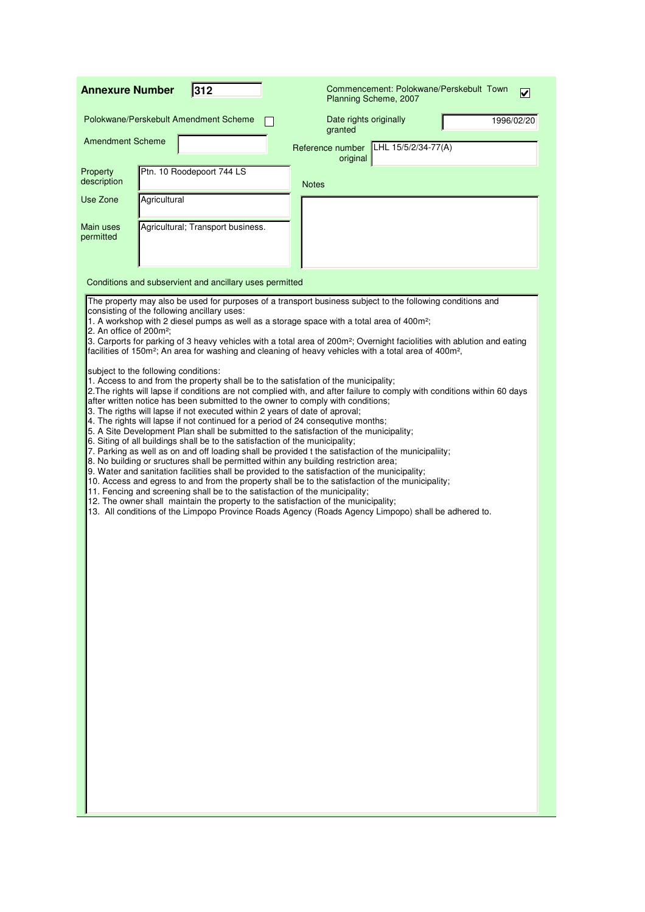**Annexure Number** 312

Commencement: Polokwane/Perskebult Town Planning Scheme, 2007 ☑

Polokwane/Perskebult Amendment Scheme ☐

Date rights originally granted: 1996/02/20

Amendment Scheme:

Reference number original: LHL 15/5/2/34-77(A)

| | |
|---|---|
| Property description | Ptn. 10 Roodepoort 744 LS |
| Use Zone | Agricultural |
| Main uses permitted | Agricultural; Transport business. |

Notes

Conditions and subservient and ancillary uses permitted

The property may also be used for purposes of a transport business subject to the following conditions and consisting of the following ancillary uses:

1. A workshop with 2 diesel pumps as well as a storage space with a total area of 400m²;
2. An office of 200m²;
3. Carports for parking of 3 heavy vehicles with a total area of 200m²; Overnight faciolities with ablution and eating facilities of 150m²; An area for washing and cleaning of heavy vehicles with a total area of 400m²,

subject to the following conditions:

1. Access to and from the property shall be to the satisfation of the municipality;
2. The rights will lapse if conditions are not complied with, and after failure to comply with conditions within 60 days after written notice has been submitted to the owner to comply with conditions;
3. The rigths will lapse if not executed within 2 years of date of aproval;
4. The rights will lapse if not continued for a period of 24 consequtive months;
5. A Site Development Plan shall be submitted to the satisfaction of the municipality;
6. Siting of all buildings shall be to the satisfaction of the municipality;
7. Parking as well as on and off loading shall be provided t the satisfaction of the municipaliity;
8. No building or sructures shall be permitted within any building restriction area;
9. Water and sanitation facilities shall be provided to the satisfaction of the municipality;
10. Access and egress to and from the property shall be to the satisfaction of the municipality;
11. Fencing and screening shall be to the satisfaction of the municipality;
12. The owner shall maintain the property to the satisfaction of the municipality;
13. All conditions of the Limpopo Province Roads Agency (Roads Agency Limpopo) shall be adhered to.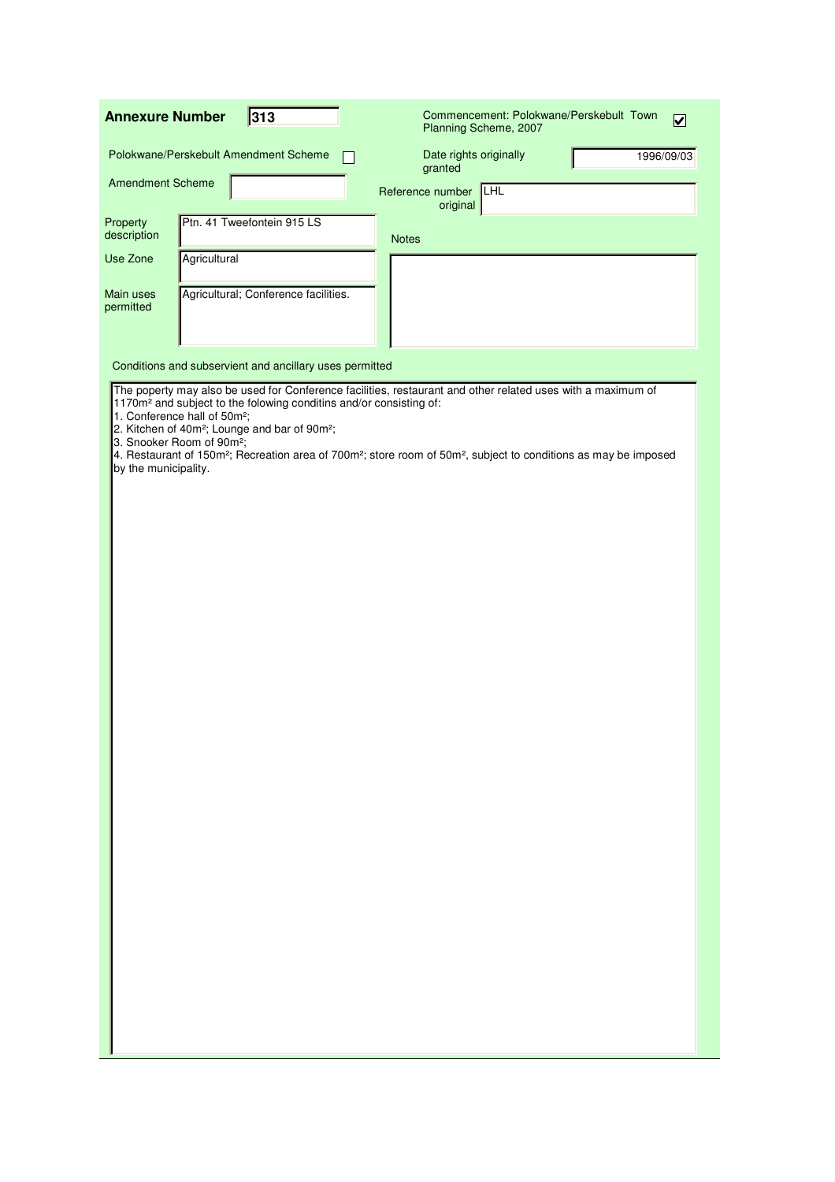**Annexure Number** 313

Commencement: Polokwane/Perskebult Town Planning Scheme, 2007 ☑

Polokwane/Perskebult Amendment Scheme ☐

Date rights originally granted: 1996/09/03

Amendment Scheme:

Reference number original: LHL

| Field | Value |
|---|---|
| Property description | Ptn. 41 Tweefontein 915 LS |
| Use Zone | Agricultural |
| Main uses permitted | Agricultural; Conference facilities. |

Notes:

Conditions and subservient and ancillary uses permitted

The poperty may also be used for Conference facilities, restaurant and other related uses with a maximum of 1170m² and subject to the folowing conditins and/or consisting of:

1. Conference hall of 50m²;
2. Kitchen of 40m²; Lounge and bar of 90m²;
3. Snooker Room of 90m²;
4. Restaurant of 150m²; Recreation area of 700m²; store room of 50m², subject to conditions as may be imposed by the municipality.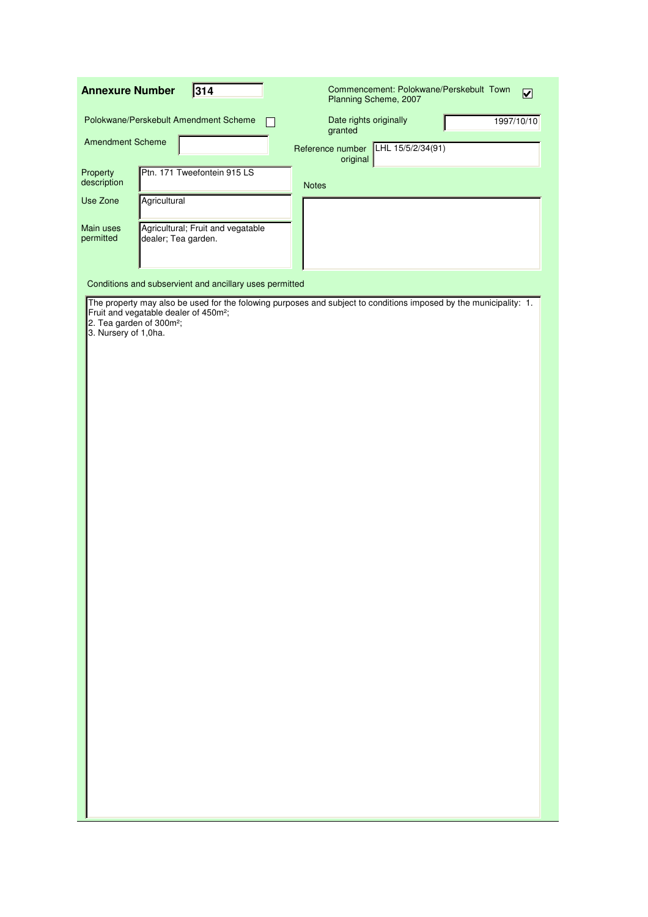**Annexure Number** 314

Commencement: Polokwane/Perskebult Town Planning Scheme, 2007 ☑

Polokwane/Perskebult Amendment Scheme ☐

Amendment Scheme

Date rights originally granted: 1997/10/10

Reference number original: LHL 15/5/2/34(91)

| | |
|---|---|
| Property description | Ptn. 171 Tweefontein 915 LS |
| Use Zone | Agricultural |
| Main uses permitted | Agricultural; Fruit and vegatable dealer; Tea garden. |

Notes

Conditions and subservient and ancillary uses permitted

The property may also be used for the folowing purposes and subject to conditions imposed by the municipality: 1. Fruit and vegatable dealer of 450m²;
2. Tea garden of 300m²;
3. Nursery of 1,0ha.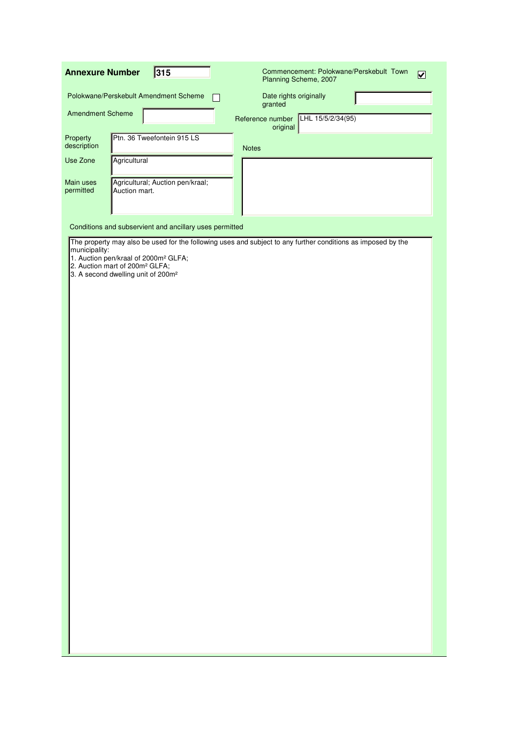**Annexure Number** 315

Commencement: Polokwane/Perskebult Town Planning Scheme, 2007 ☑

Polokwane/Perskebult Amendment Scheme ☐

Date rights originally granted:

Amendment Scheme:

Reference number original: LHL 15/5/2/34(95)

Property description: Ptn. 36 Tweefontein 915 LS

Notes:

Use Zone: Agricultural

Main uses permitted: Agricultural; Auction pen/kraal; Auction mart.

Conditions and subservient and ancillary uses permitted

The property may also be used for the following uses and subject to any further conditions as imposed by the municipality:

1. Auction pen/kraal of 2000m² GLFA;
2. Auction mart of 200m² GLFA;
3. A second dwelling unit of 200m²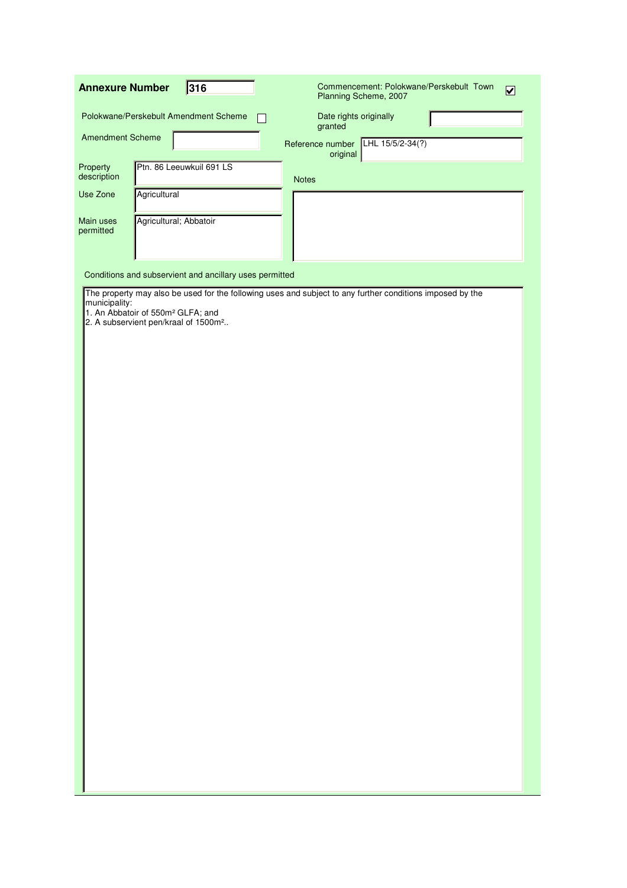**Annexure Number** 316

Commencement: Polokwane/Perskebult Town Planning Scheme, 2007 ☑

Polokwane/Perskebult Amendment Scheme ☐

Date rights originally granted

Amendment Scheme

Reference number original: LHL 15/5/2-34(?)

Property description: Ptn. 86 Leeuwkuil 691 LS

Notes

Use Zone: Agricultural

Main uses permitted: Agricultural; Abbatoir

Conditions and subservient and ancillary uses permitted

The property may also be used for the following uses and subject to any further conditions imposed by the municipality:

1. An Abbatoir of 550m² GLFA; and
2. A subservient pen/kraal of 1500m²..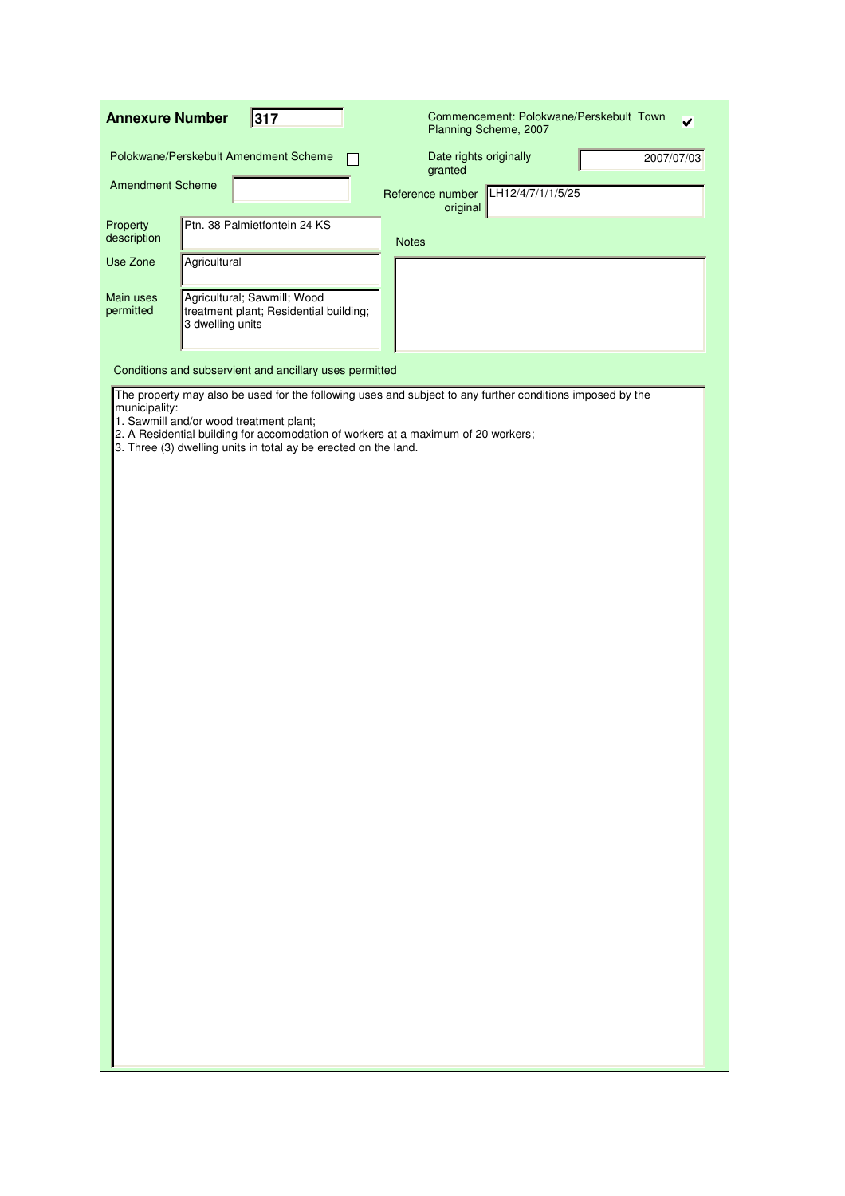**Annexure Number** 317

Commencement: Polokwane/Perskebult Town Planning Scheme, 2007 ☑

Polokwane/Perskebult Amendment Scheme ☐

Amendment Scheme

Date rights originally granted: 2007/07/03

Reference number original: LH12/4/7/1/1/5/25

Property description: Ptn. 38 Palmietfontein 24 KS

Use Zone: Agricultural

Main uses permitted: Agricultural; Sawmill; Wood treatment plant; Residential building; 3 dwelling units

Notes

Conditions and subservient and ancillary uses permitted

The property may also be used for the following uses and subject to any further conditions imposed by the municipality:
1. Sawmill and/or wood treatment plant;
2. A Residential building for accomodation of workers at a maximum of 20 workers;
3. Three (3) dwelling units in total ay be erected on the land.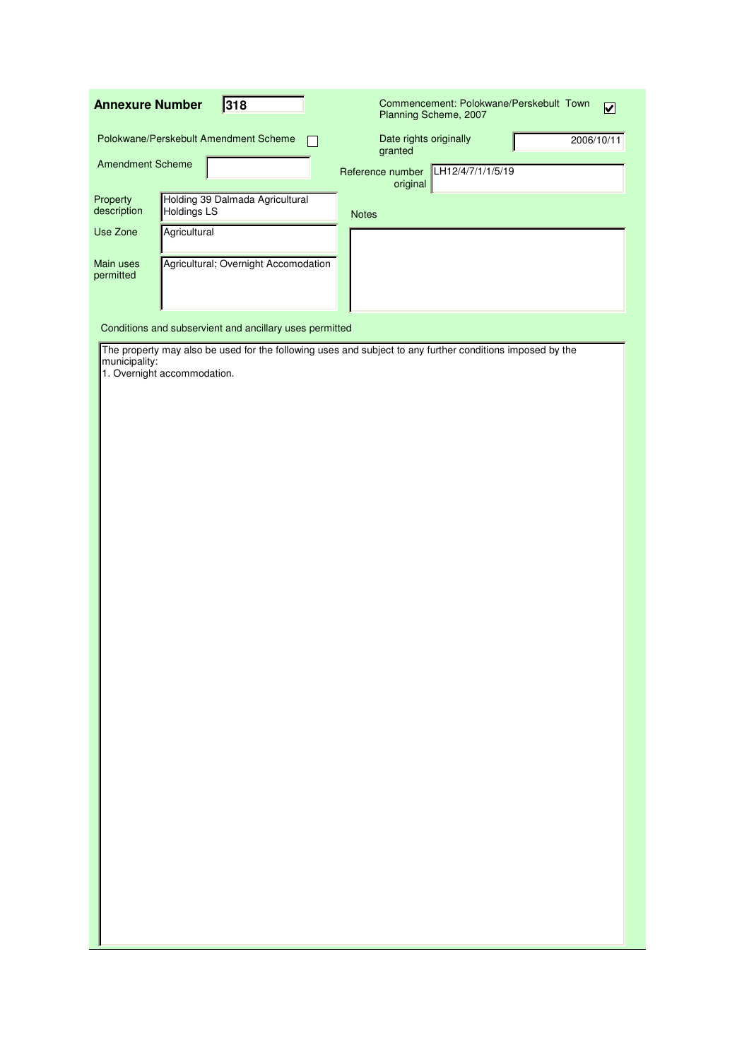**Annexure Number** 318

Commencement: Polokwane/Perskebult Town Planning Scheme, 2007 ☑

Polokwane/Perskebult Amendment Scheme ☐

Date rights originally granted: 2006/10/11

Amendment Scheme:

Reference number original: LH12/4/7/1/1/5/19

| Field | Value |
| --- | --- |
| Property description | Holding 39 Dalmada Agricultural Holdings LS |
| Use Zone | Agricultural |
| Main uses permitted | Agricultural; Overnight Accomodation |

Notes:

Conditions and subservient and ancillary uses permitted

The property may also be used for the following uses and subject to any further conditions imposed by the municipality:

1. Overnight accommodation.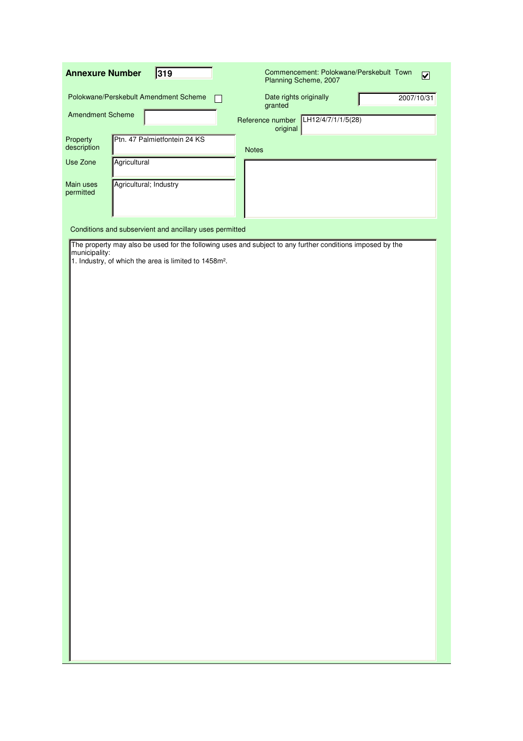**Annexure Number** 319

Commencement: Polokwane/Perskebult Town Planning Scheme, 2007 ☑

Polokwane/Perskebult Amendment Scheme ☐

Date rights originally granted: 2007/10/31

Amendment Scheme:

Reference number original: LH12/4/7/1/1/5(28)

| | |
|---|---|
| Property description | Ptn. 47 Palmietfontein 24 KS |
| Use Zone | Agricultural |
| Main uses permitted | Agricultural; Industry |

Notes:

Conditions and subservient and ancillary uses permitted

The property may also be used for the following uses and subject to any further conditions imposed by the municipality:

1. Industry, of which the area is limited to 1458m².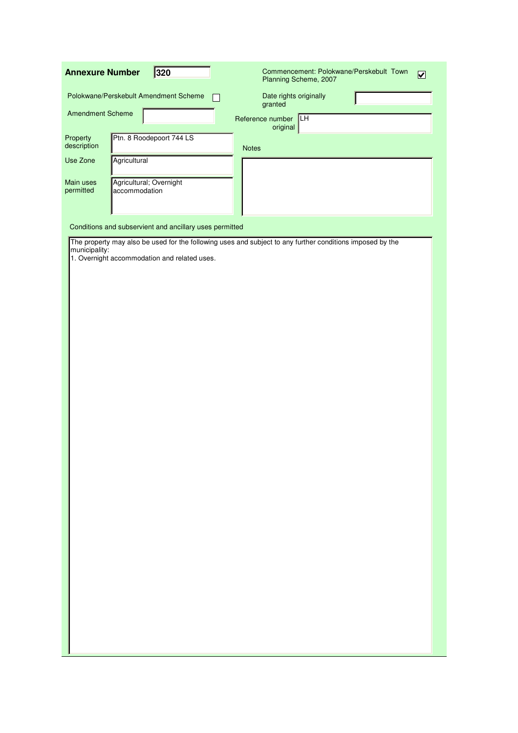**Annexure Number** 320

Commencement: Polokwane/Perskebult Town Planning Scheme, 2007 ☑

Polokwane/Perskebult Amendment Scheme ☐

Date rights originally granted:

Amendment Scheme:

Reference number original: LH

| Field | Value |
|---|---|
| Property description | Ptn. 8 Roodepoort 744 LS |
| Use Zone | Agricultural |
| Main uses permitted | Agricultural; Overnight accommodation |

Notes:

Conditions and subservient and ancillary uses permitted

The property may also be used for the following uses and subject to any further conditions imposed by the municipality:

1. Overnight accommodation and related uses.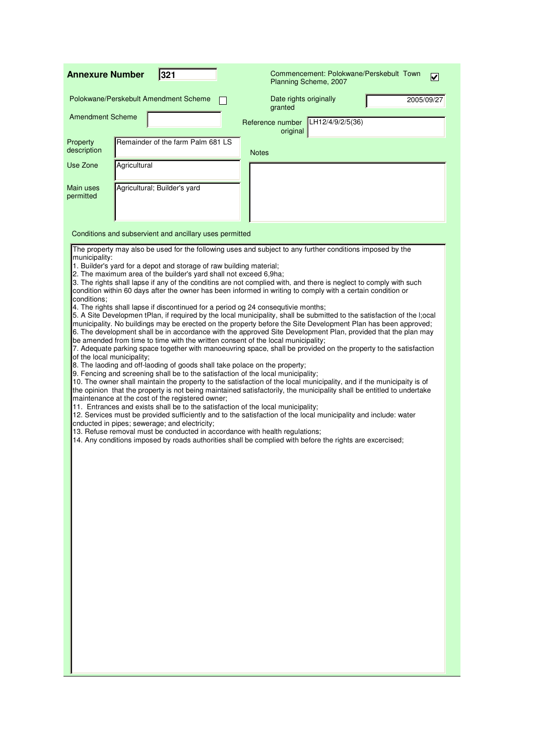**Annexure Number** 321

Commencement: Polokwane/Perskebult Town Planning Scheme, 2007 ☑

Polokwane/Perskebult Amendment Scheme ☐

Date rights originally granted: 2005/09/27

Amendment Scheme:

Reference number original: LH12/4/9/2/5(36)

| | |
|---|---|
| Property description | Remainder of the farm Palm 681 LS |
| Use Zone | Agricultural |
| Main uses permitted | Agricultural; Builder's yard |

Notes:

Conditions and subservient and ancillary uses permitted

The property may also be used for the following uses and subject to any further conditions imposed by the municipality:

1. Builder's yard for a depot and storage of raw building material;
2. The maximum area of the builder's yard shall not exceed 6,9ha;
3. The rights shall lapse if any of the conditins are not complied with, and there is neglect to comply with such condition within 60 days after the owner has been informed in writing to comply with a certain condition or conditions;
4. The rights shall lapse if discontinued for a period og 24 consequtivie months;
5. A Site Developmen tPlan, if required by the local municipality, shall be submitted to the satisfaction of the l;ocal municipality. No buildings may be erected on the property before the Site Development Plan has been approved;
6. The development shall be in accordance with the approved Site Development Plan, provided that the plan may be amended from time to time with the written consent of the local municipality;
7. Adequate parking space together with manoeuvring space, shall be provided on the property to the satisfaction of the local municipality;
8. The laoding and off-laoding of goods shall take polace on the property;
9. Fencing and screening shall be to the satisfaction of the local municipality;
10. The owner shall maintain the property to the satisfaction of the local municipality, and if the municipaity is of the opinion that the property is not being maintained satisfactorily, the municipality shall be entitled to undertake maintenance at the cost of the registered owner;
11. Entrances and exists shall be to the satisfaction of the local municipality;
12. Services must be provided sufficiently and to the satisfaction of the local municipality and include: water cnducted in pipes; sewerage; and electricity;
13. Refuse removal must be conducted in accordance with health regulations;
14. Any conditions imposed by roads authorities shall be complied with before the rights are excercised;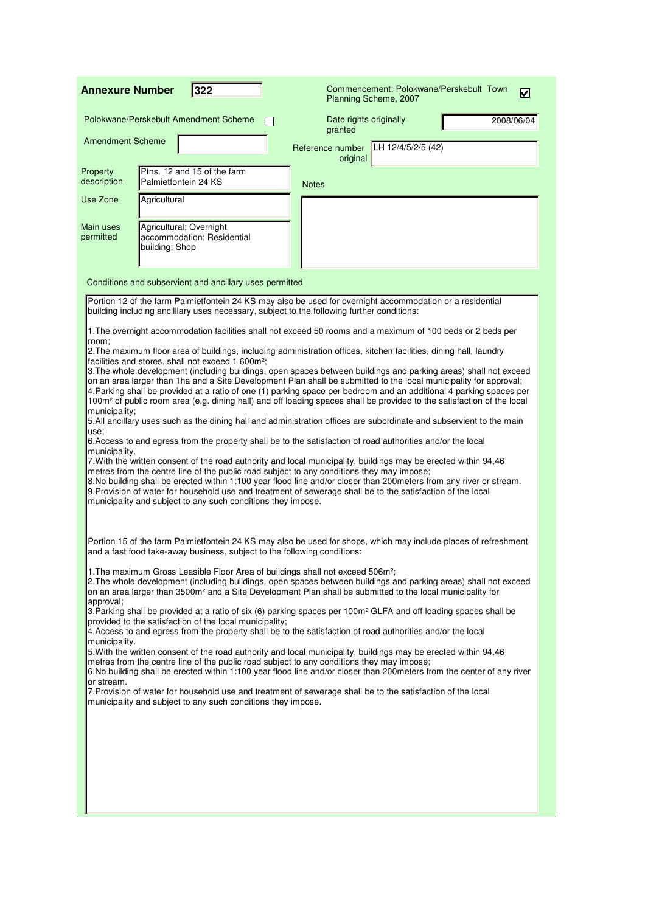**Annexure Number** 322

Commencement: Polokwane/Perskebult Town Planning Scheme, 2007 ☑

Polokwane/Perskebult Amendment Scheme ☐

Amendment Scheme

Date rights originally granted: 2008/06/04

Reference number original: LH 12/4/5/2/5 (42)

| | |
|---|---|
| Property description | Ptns. 12 and 15 of the farm Palmietfontein 24 KS |
| Use Zone | Agricultural |
| Main uses permitted | Agricultural; Overnight accommodation; Residential building; Shop |

Notes

Conditions and subservient and ancillary uses permitted

Portion 12 of the farm Palmietfontein 24 KS may also be used for overnight accommodation or a residential building including ancilllary uses necessary, subject to the following further conditions:

1. The overnight accommodation facilities shall not exceed 50 rooms and a maximum of 100 beds or 2 beds per room;
2. The maximum floor area of buildings, including administration offices, kitchen facilities, dining hall, laundry facilities and stores, shall not exceed 1 600m²;
3. The whole development (including buildings, open spaces between buildings and parking areas) shall not exceed on an area larger than 1ha and a Site Development Plan shall be submitted to the local municipality for approval;
4. Parking shall be provided at a ratio of one (1) parking space per bedroom and an additional 4 parking spaces per 100m² of public room area (e.g. dining hall) and off loading spaces shall be provided to the satisfaction of the local municipality;
5. All ancillary uses such as the dining hall and administration offices are subordinate and subservient to the main use;
6. Access to and egress from the property shall be to the satisfaction of road authorities and/or the local municipality.
7. With the written consent of the road authority and local municipality, buildings may be erected within 94,46 metres from the centre line of the public road subject to any conditions they may impose;
8. No building shall be erected within 1:100 year flood line and/or closer than 200meters from any river or stream.
9. Provision of water for household use and treatment of sewerage shall be to the satisfaction of the local municipality and subject to any such conditions they impose.

Portion 15 of the farm Palmietfontein 24 KS may also be used for shops, which may include places of refreshment and a fast food take-away business, subject to the following conditions:

1. The maximum Gross Leasible Floor Area of buildings shall not exceed 506m²;
2. The whole development (including buildings, open spaces between buildings and parking areas) shall not exceed on an area larger than 3500m² and a Site Development Plan shall be submitted to the local municipality for approval;
3. Parking shall be provided at a ratio of six (6) parking spaces per 100m² GLFA and off loading spaces shall be provided to the satisfaction of the local municipality;
4. Access to and egress from the property shall be to the satisfaction of road authorities and/or the local municipality.
5. With the written consent of the road authority and local municipality, buildings may be erected within 94,46 metres from the centre line of the public road subject to any conditions they may impose;
6. No building shall be erected within 1:100 year flood line and/or closer than 200meters from the center of any river or stream.
7. Provision of water for household use and treatment of sewerage shall be to the satisfaction of the local municipality and subject to any such conditions they impose.